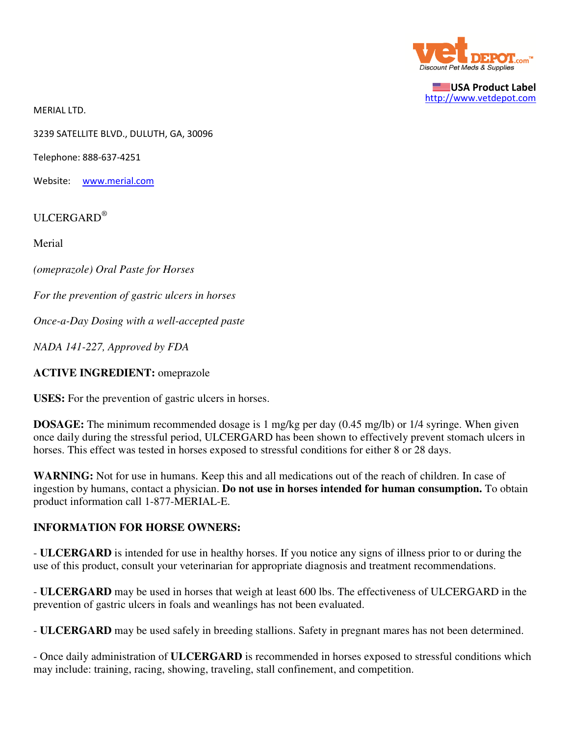USA Product Label
http://www.vetdepot.com

MERIAL LTD.

3239 SATELLITE BLVD., DULUTH, GA, 30096

Telephone: 888-637-4251

Website: www.merial.com

ULCERGARD®

Merial

*(omeprazole) Oral Paste for Horses*

*For the prevention of gastric ulcers in horses*

*Once-a-Day Dosing with a well-accepted paste*

*NADA 141-227, Approved by FDA*

**ACTIVE INGREDIENT:** omeprazole

**USES:** For the prevention of gastric ulcers in horses.

**DOSAGE:** The minimum recommended dosage is 1 mg/kg per day (0.45 mg/lb) or 1/4 syringe. When given once daily during the stressful period, ULCERGARD has been shown to effectively prevent stomach ulcers in horses. This effect was tested in horses exposed to stressful conditions for either 8 or 28 days.

**WARNING:** Not for use in humans. Keep this and all medications out of the reach of children. In case of ingestion by humans, contact a physician. **Do not use in horses intended for human consumption.** To obtain product information call 1-877-MERIAL-E.

**INFORMATION FOR HORSE OWNERS:**

- **ULCERGARD** is intended for use in healthy horses. If you notice any signs of illness prior to or during the use of this product, consult your veterinarian for appropriate diagnosis and treatment recommendations.

- **ULCERGARD** may be used in horses that weigh at least 600 lbs. The effectiveness of ULCERGARD in the prevention of gastric ulcers in foals and weanlings has not been evaluated.

- **ULCERGARD** may be used safely in breeding stallions. Safety in pregnant mares has not been determined.

- Once daily administration of **ULCERGARD** is recommended in horses exposed to stressful conditions which may include: training, racing, showing, traveling, stall confinement, and competition.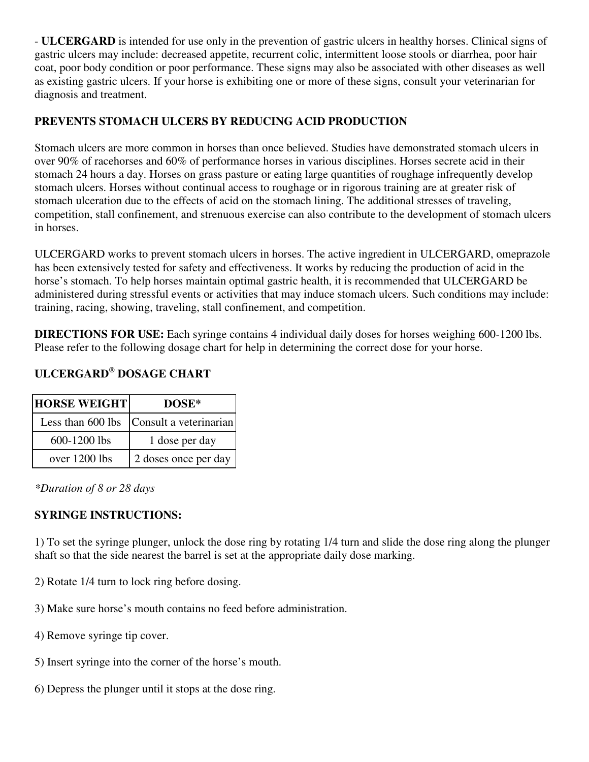- **ULCERGARD** is intended for use only in the prevention of gastric ulcers in healthy horses. Clinical signs of gastric ulcers may include: decreased appetite, recurrent colic, intermittent loose stools or diarrhea, poor hair coat, poor body condition or poor performance. These signs may also be associated with other diseases as well as existing gastric ulcers. If your horse is exhibiting one or more of these signs, consult your veterinarian for diagnosis and treatment.

**PREVENTS STOMACH ULCERS BY REDUCING ACID PRODUCTION**

Stomach ulcers are more common in horses than once believed. Studies have demonstrated stomach ulcers in over 90% of racehorses and 60% of performance horses in various disciplines. Horses secrete acid in their stomach 24 hours a day. Horses on grass pasture or eating large quantities of roughage infrequently develop stomach ulcers. Horses without continual access to roughage or in rigorous training are at greater risk of stomach ulceration due to the effects of acid on the stomach lining. The additional stresses of traveling, competition, stall confinement, and strenuous exercise can also contribute to the development of stomach ulcers in horses.

ULCERGARD works to prevent stomach ulcers in horses. The active ingredient in ULCERGARD, omeprazole has been extensively tested for safety and effectiveness. It works by reducing the production of acid in the horse's stomach. To help horses maintain optimal gastric health, it is recommended that ULCERGARD be administered during stressful events or activities that may induce stomach ulcers. Such conditions may include: training, racing, showing, traveling, stall confinement, and competition.

**DIRECTIONS FOR USE:** Each syringe contains 4 individual daily doses for horses weighing 600-1200 lbs. Please refer to the following dosage chart for help in determining the correct dose for your horse.

**ULCERGARD® DOSAGE CHART**

| HORSE WEIGHT | DOSE* |
|---|---|
| Less than 600 lbs | Consult a veterinarian |
| 600-1200 lbs | 1 dose per day |
| over 1200 lbs | 2 doses once per day |

*\*Duration of 8 or 28 days*

**SYRINGE INSTRUCTIONS:**

1) To set the syringe plunger, unlock the dose ring by rotating 1/4 turn and slide the dose ring along the plunger shaft so that the side nearest the barrel is set at the appropriate daily dose marking.

2) Rotate 1/4 turn to lock ring before dosing.

3) Make sure horse's mouth contains no feed before administration.

4) Remove syringe tip cover.

5) Insert syringe into the corner of the horse's mouth.

6) Depress the plunger until it stops at the dose ring.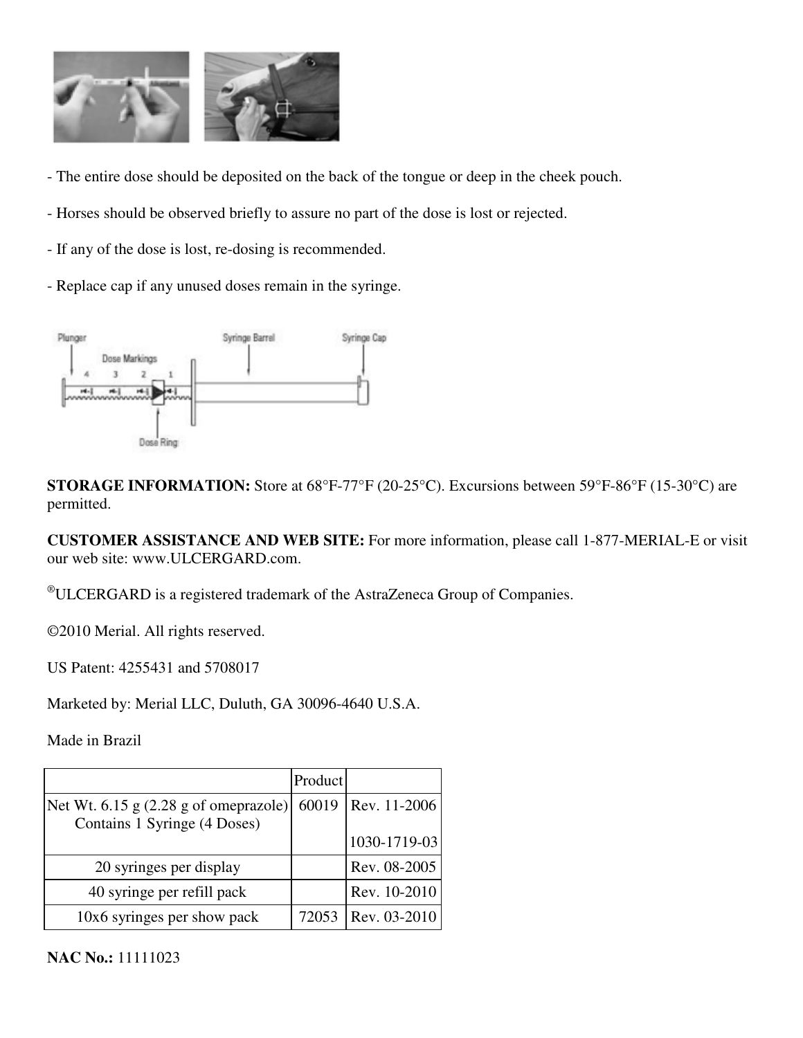- The entire dose should be deposited on the back of the tongue or deep in the cheek pouch.

- Horses should be observed briefly to assure no part of the dose is lost or rejected.

- If any of the dose is lost, re-dosing is recommended.

- Replace cap if any unused doses remain in the syringe.

Plunger
Dose Markings
4 3 2 1
Dose Ring
Syringe Barrel
Syringe Cap

**STORAGE INFORMATION:** Store at 68°F-77°F (20-25°C). Excursions between 59°F-86°F (15-30°C) are permitted.

**CUSTOMER ASSISTANCE AND WEB SITE:** For more information, please call 1-877-MERIAL-E or visit our web site: www.ULCERGARD.com.

®ULCERGARD is a registered trademark of the AstraZeneca Group of Companies.

©2010 Merial. All rights reserved.

US Patent: 4255431 and 5708017

Marketed by: Merial LLC, Duluth, GA 30096-4640 U.S.A.

Made in Brazil

| | Product | |
|---|---|---|
| Net Wt. 6.15 g (2.28 g of omeprazole) Contains 1 Syringe (4 Doses) | 60019 | Rev. 11-2006 1030-1719-03 |
| 20 syringes per display | | Rev. 08-2005 |
| 40 syringe per refill pack | | Rev. 10-2010 |
| 10x6 syringes per show pack | 72053 | Rev. 03-2010 |

**NAC No.:** 11111023